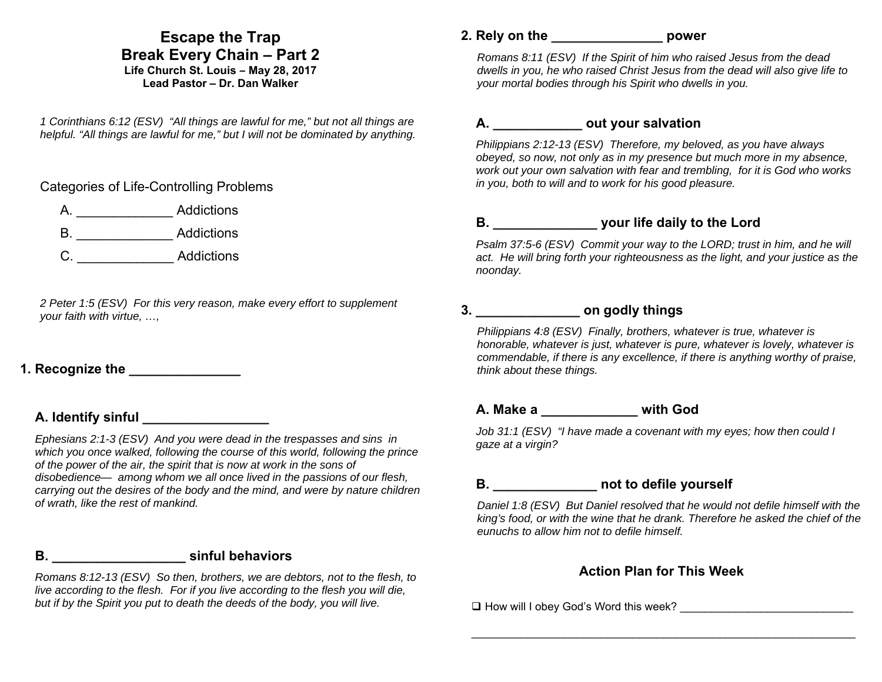# Escape the Trap
## Break Every Chain – Part 2
**Life Church St. Louis – May 28, 2017**
**Lead Pastor – Dr. Dan Walker**

*1 Corinthians 6:12 (ESV) "All things are lawful for me," but not all things are helpful. "All things are lawful for me," but I will not be dominated by anything.*

Categories of Life-Controlling Problems

A. _____________ Addictions

B. _____________ Addictions

C. _____________ Addictions

*2 Peter 1:5 (ESV) For this very reason, make every effort to supplement your faith with virtue, …,*

### 1. Recognize the _______________

#### A. Identify sinful _________________

*Ephesians 2:1-3 (ESV) And you were dead in the trespasses and sins in which you once walked, following the course of this world, following the prince of the power of the air, the spirit that is now at work in the sons of disobedience— among whom we all once lived in the passions of our flesh, carrying out the desires of the body and the mind, and were by nature children of wrath, like the rest of mankind.*

#### B. __________________ sinful behaviors

*Romans 8:12-13 (ESV) So then, brothers, we are debtors, not to the flesh, to live according to the flesh. For if you live according to the flesh you will die, but if by the Spirit you put to death the deeds of the body, you will live.*

### 2. Rely on the _______________ power

*Romans 8:11 (ESV) If the Spirit of him who raised Jesus from the dead dwells in you, he who raised Christ Jesus from the dead will also give life to your mortal bodies through his Spirit who dwells in you.*

#### A. ____________ out your salvation

*Philippians 2:12-13 (ESV) Therefore, my beloved, as you have always obeyed, so now, not only as in my presence but much more in my absence, work out your own salvation with fear and trembling, for it is God who works in you, both to will and to work for his good pleasure.*

#### B. ______________ your life daily to the Lord

*Psalm 37:5-6 (ESV) Commit your way to the LORD; trust in him, and he will act. He will bring forth your righteousness as the light, and your justice as the noonday.*

### 3. ______________ on godly things

*Philippians 4:8 (ESV) Finally, brothers, whatever is true, whatever is honorable, whatever is just, whatever is pure, whatever is lovely, whatever is commendable, if there is any excellence, if there is anything worthy of praise, think about these things.*

#### A. Make a _____________ with God

*Job 31:1 (ESV) "I have made a covenant with my eyes; how then could I gaze at a virgin?*

#### B. ______________ not to defile yourself

*Daniel 1:8 (ESV) But Daniel resolved that he would not defile himself with the king's food, or with the wine that he drank. Therefore he asked the chief of the eunuchs to allow him not to defile himself.*

### Action Plan for This Week

- [ ] How will I obey God's Word this week? ____________________________

_________________________________________________________________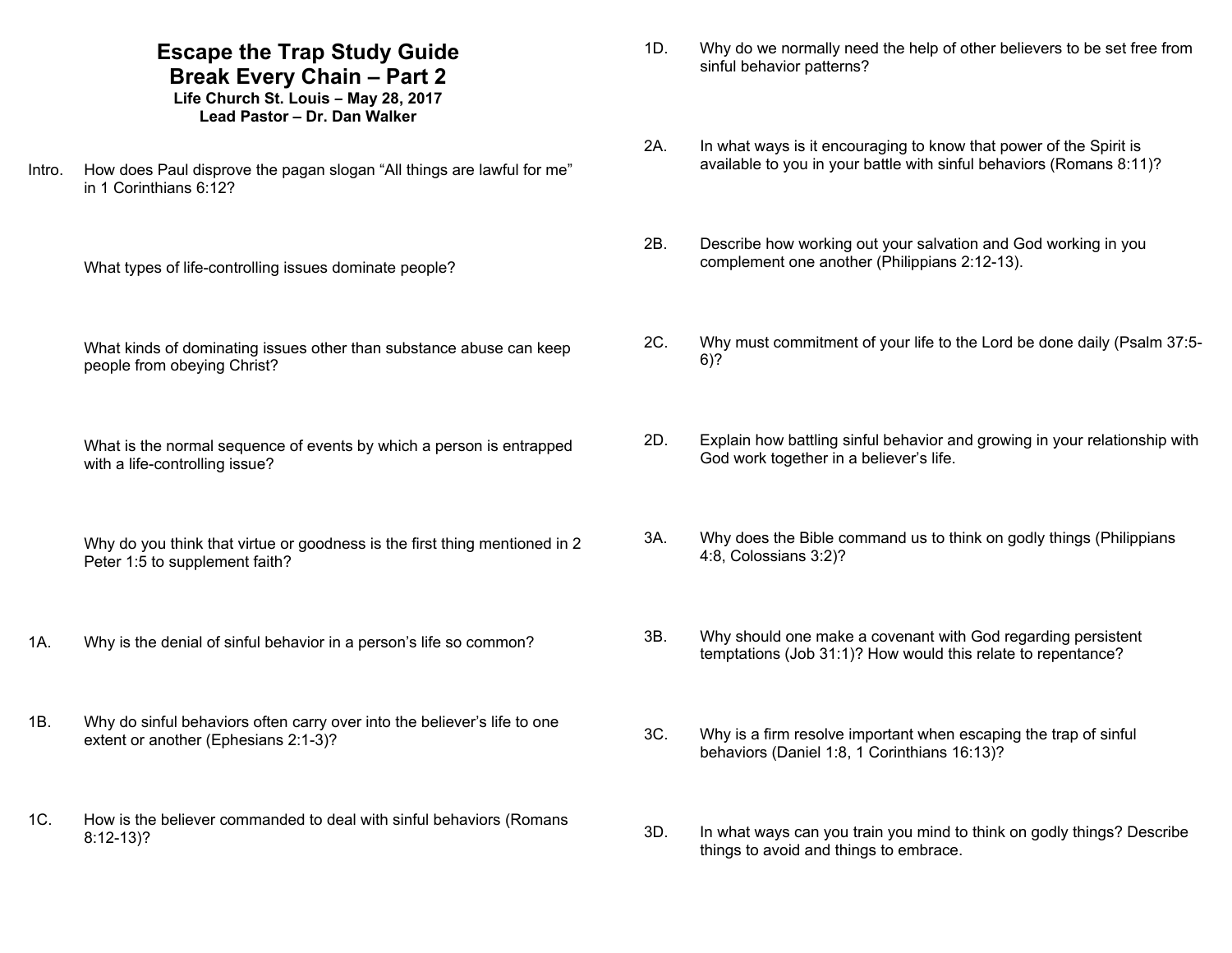# Escape the Trap Study Guide
## Break Every Chain – Part 2
**Life Church St. Louis – May 28, 2017**
**Lead Pastor – Dr. Dan Walker**

Intro. How does Paul disprove the pagan slogan "All things are lawful for me" in 1 Corinthians 6:12?

What types of life-controlling issues dominate people?

What kinds of dominating issues other than substance abuse can keep people from obeying Christ?

What is the normal sequence of events by which a person is entrapped with a life-controlling issue?

Why do you think that virtue or goodness is the first thing mentioned in 2 Peter 1:5 to supplement faith?

1A. Why is the denial of sinful behavior in a person's life so common?

1B. Why do sinful behaviors often carry over into the believer's life to one extent or another (Ephesians 2:1-3)?

1C. How is the believer commanded to deal with sinful behaviors (Romans 8:12-13)?

1D. Why do we normally need the help of other believers to be set free from sinful behavior patterns?

2A. In what ways is it encouraging to know that power of the Spirit is available to you in your battle with sinful behaviors (Romans 8:11)?

2B. Describe how working out your salvation and God working in you complement one another (Philippians 2:12-13).

2C. Why must commitment of your life to the Lord be done daily (Psalm 37:5-6)?

2D. Explain how battling sinful behavior and growing in your relationship with God work together in a believer's life.

3A. Why does the Bible command us to think on godly things (Philippians 4:8, Colossians 3:2)?

3B. Why should one make a covenant with God regarding persistent temptations (Job 31:1)? How would this relate to repentance?

3C. Why is a firm resolve important when escaping the trap of sinful behaviors (Daniel 1:8, 1 Corinthians 16:13)?

3D. In what ways can you train you mind to think on godly things? Describe things to avoid and things to embrace.